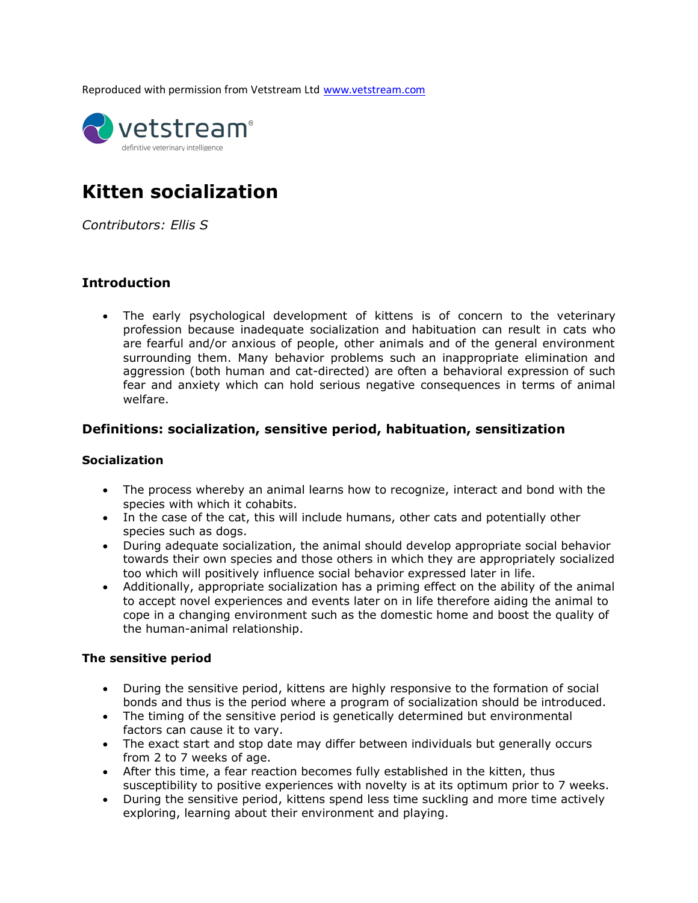Reproduced with permission from Vetstream Ltd [www.vetstream.com](http://www.vetstream.com)

vetstream
definitive veterinary intelligence

# Kitten socialization

*Contributors: Ellis S*

## Introduction

- The early psychological development of kittens is of concern to the veterinary profession because inadequate socialization and habituation can result in cats who are fearful and/or anxious of people, other animals and of the general environment surrounding them. Many behavior problems such an inappropriate elimination and aggression (both human and cat-directed) are often a behavioral expression of such fear and anxiety which can hold serious negative consequences in terms of animal welfare.

## Definitions: socialization, sensitive period, habituation, sensitization

### Socialization

- The process whereby an animal learns how to recognize, interact and bond with the species with which it cohabits.
- In the case of the cat, this will include humans, other cats and potentially other species such as dogs.
- During adequate socialization, the animal should develop appropriate social behavior towards their own species and those others in which they are appropriately socialized too which will positively influence social behavior expressed later in life.
- Additionally, appropriate socialization has a priming effect on the ability of the animal to accept novel experiences and events later on in life therefore aiding the animal to cope in a changing environment such as the domestic home and boost the quality of the human-animal relationship.

### The sensitive period

- During the sensitive period, kittens are highly responsive to the formation of social bonds and thus is the period where a program of socialization should be introduced.
- The timing of the sensitive period is genetically determined but environmental factors can cause it to vary.
- The exact start and stop date may differ between individuals but generally occurs from 2 to 7 weeks of age.
- After this time, a fear reaction becomes fully established in the kitten, thus susceptibility to positive experiences with novelty is at its optimum prior to 7 weeks.
- During the sensitive period, kittens spend less time suckling and more time actively exploring, learning about their environment and playing.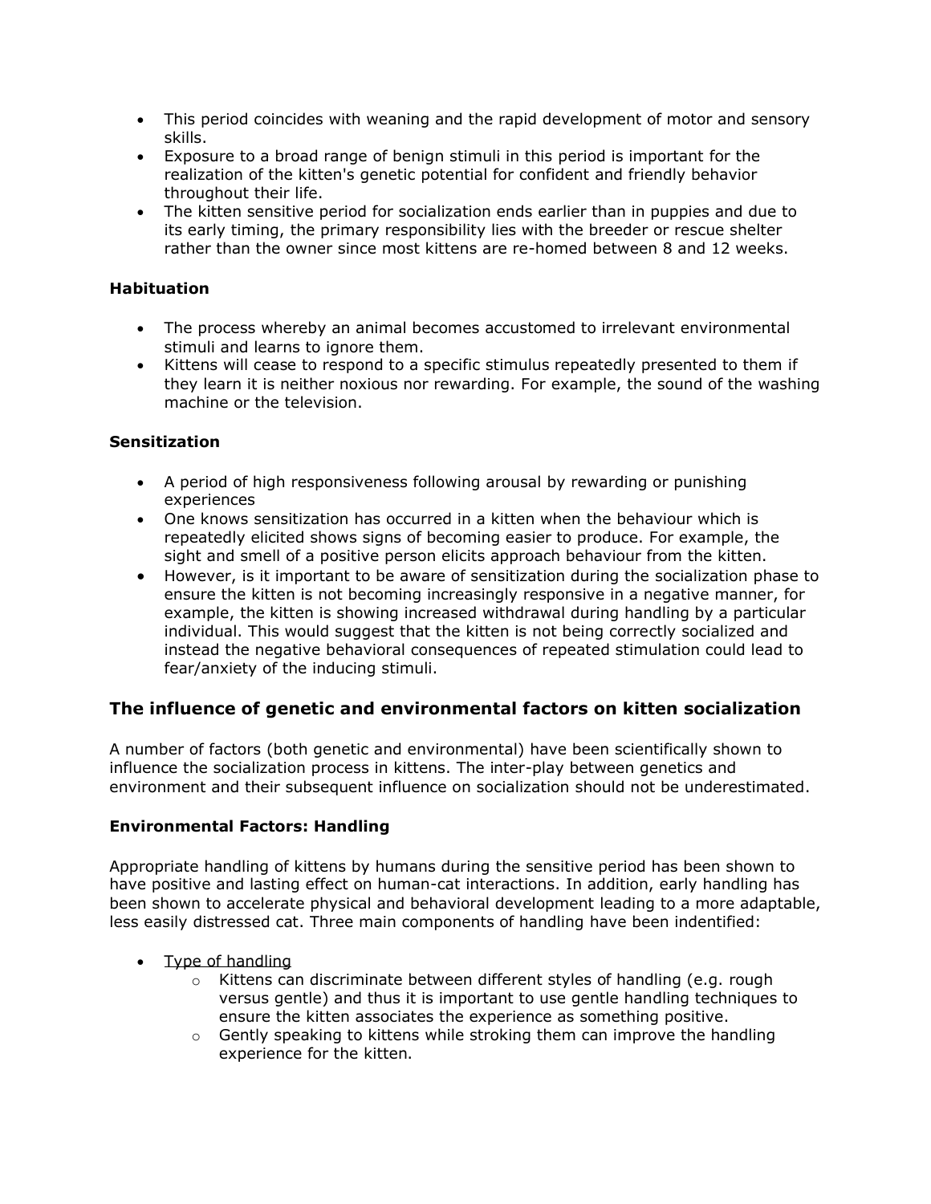- This period coincides with weaning and the rapid development of motor and sensory skills.
- Exposure to a broad range of benign stimuli in this period is important for the realization of the kitten's genetic potential for confident and friendly behavior throughout their life.
- The kitten sensitive period for socialization ends earlier than in puppies and due to its early timing, the primary responsibility lies with the breeder or rescue shelter rather than the owner since most kittens are re-homed between 8 and 12 weeks.

### Habituation

- The process whereby an animal becomes accustomed to irrelevant environmental stimuli and learns to ignore them.
- Kittens will cease to respond to a specific stimulus repeatedly presented to them if they learn it is neither noxious nor rewarding. For example, the sound of the washing machine or the television.

### Sensitization

- A period of high responsiveness following arousal by rewarding or punishing experiences
- One knows sensitization has occurred in a kitten when the behaviour which is repeatedly elicited shows signs of becoming easier to produce. For example, the sight and smell of a positive person elicits approach behaviour from the kitten.
- However, is it important to be aware of sensitization during the socialization phase to ensure the kitten is not becoming increasingly responsive in a negative manner, for example, the kitten is showing increased withdrawal during handling by a particular individual. This would suggest that the kitten is not being correctly socialized and instead the negative behavioral consequences of repeated stimulation could lead to fear/anxiety of the inducing stimuli.

## The influence of genetic and environmental factors on kitten socialization

A number of factors (both genetic and environmental) have been scientifically shown to influence the socialization process in kittens. The inter-play between genetics and environment and their subsequent influence on socialization should not be underestimated.

### Environmental Factors: Handling

Appropriate handling of kittens by humans during the sensitive period has been shown to have positive and lasting effect on human-cat interactions. In addition, early handling has been shown to accelerate physical and behavioral development leading to a more adaptable, less easily distressed cat. Three main components of handling have been indentified:

- Type of handling
  - Kittens can discriminate between different styles of handling (e.g. rough versus gentle) and thus it is important to use gentle handling techniques to ensure the kitten associates the experience as something positive.
  - Gently speaking to kittens while stroking them can improve the handling experience for the kitten.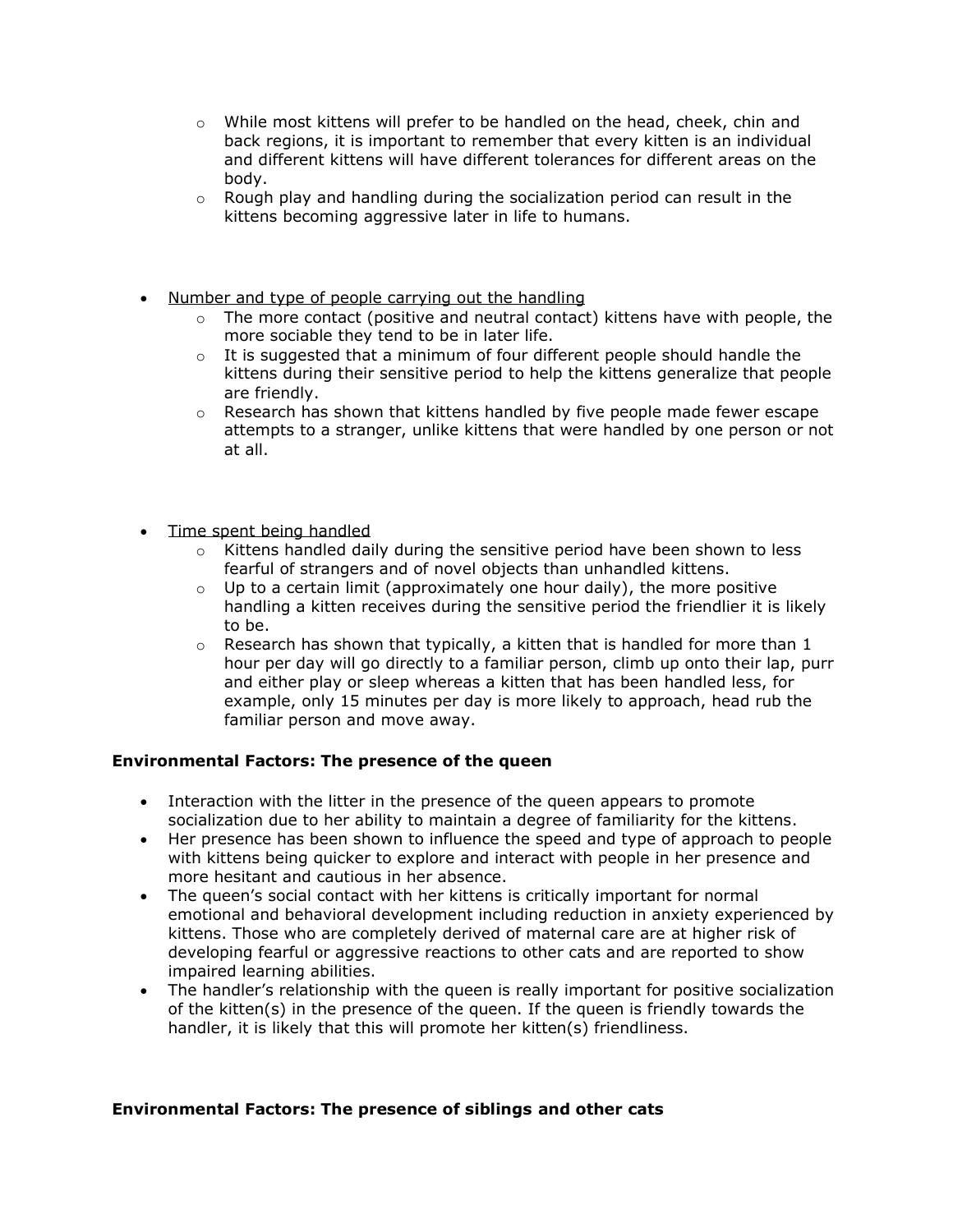- While most kittens will prefer to be handled on the head, cheek, chin and back regions, it is important to remember that every kitten is an individual and different kittens will have different tolerances for different areas on the body.
  - Rough play and handling during the socialization period can result in the kittens becoming aggressive later in life to humans.

- <u>Number and type of people carrying out the handling</u>
  - The more contact (positive and neutral contact) kittens have with people, the more sociable they tend to be in later life.
  - It is suggested that a minimum of four different people should handle the kittens during their sensitive period to help the kittens generalize that people are friendly.
  - Research has shown that kittens handled by five people made fewer escape attempts to a stranger, unlike kittens that were handled by one person or not at all.

- <u>Time spent being handled</u>
  - Kittens handled daily during the sensitive period have been shown to less fearful of strangers and of novel objects than unhandled kittens.
  - Up to a certain limit (approximately one hour daily), the more positive handling a kitten receives during the sensitive period the friendlier it is likely to be.
  - Research has shown that typically, a kitten that is handled for more than 1 hour per day will go directly to a familiar person, climb up onto their lap, purr and either play or sleep whereas a kitten that has been handled less, for example, only 15 minutes per day is more likely to approach, head rub the familiar person and move away.

**Environmental Factors: The presence of the queen**

- Interaction with the litter in the presence of the queen appears to promote socialization due to her ability to maintain a degree of familiarity for the kittens.
- Her presence has been shown to influence the speed and type of approach to people with kittens being quicker to explore and interact with people in her presence and more hesitant and cautious in her absence.
- The queen's social contact with her kittens is critically important for normal emotional and behavioral development including reduction in anxiety experienced by kittens. Those who are completely derived of maternal care are at higher risk of developing fearful or aggressive reactions to other cats and are reported to show impaired learning abilities.
- The handler's relationship with the queen is really important for positive socialization of the kitten(s) in the presence of the queen. If the queen is friendly towards the handler, it is likely that this will promote her kitten(s) friendliness.

**Environmental Factors: The presence of siblings and other cats**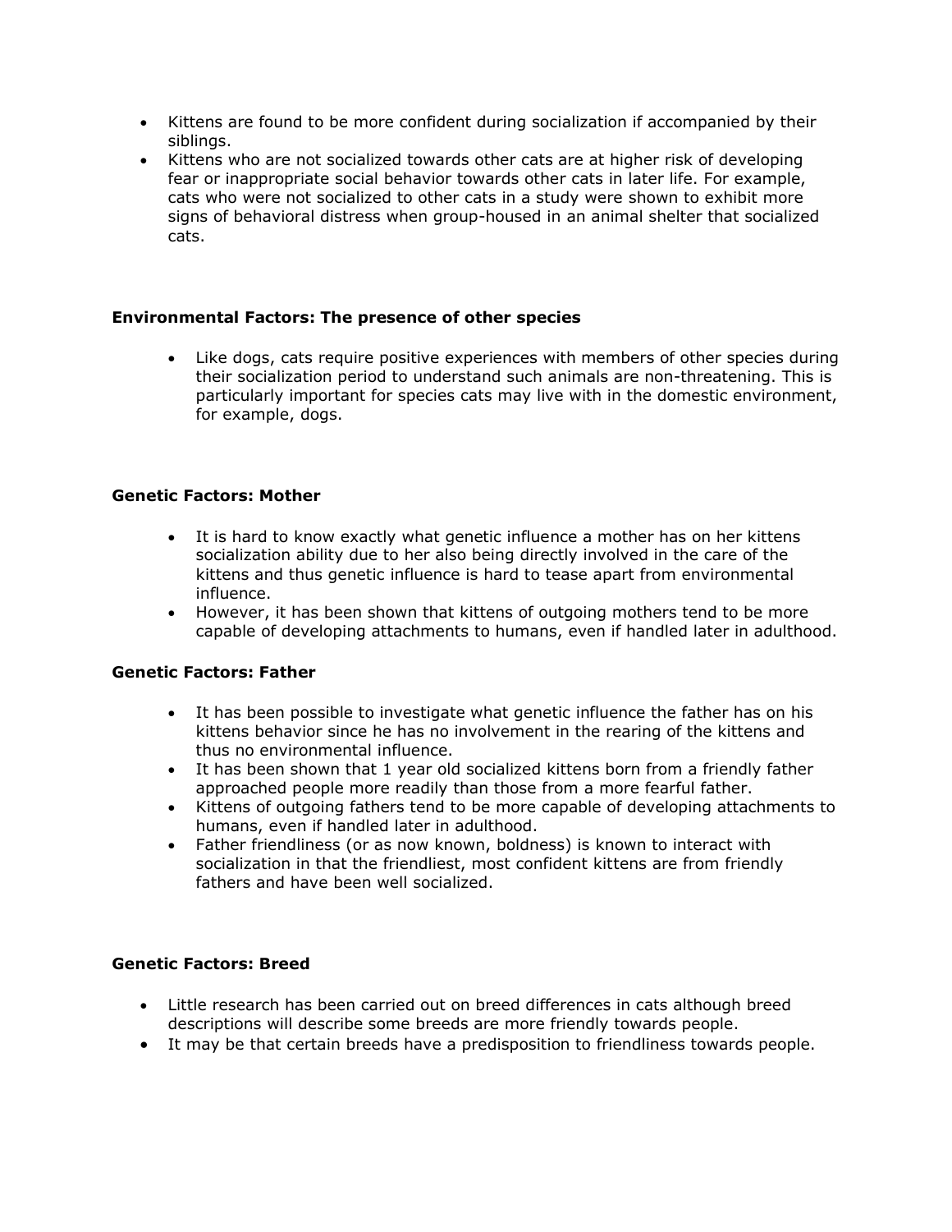- Kittens are found to be more confident during socialization if accompanied by their siblings.
- Kittens who are not socialized towards other cats are at higher risk of developing fear or inappropriate social behavior towards other cats in later life. For example, cats who were not socialized to other cats in a study were shown to exhibit more signs of behavioral distress when group-housed in an animal shelter that socialized cats.

**Environmental Factors: The presence of other species**

- Like dogs, cats require positive experiences with members of other species during their socialization period to understand such animals are non-threatening. This is particularly important for species cats may live with in the domestic environment, for example, dogs.

**Genetic Factors: Mother**

- It is hard to know exactly what genetic influence a mother has on her kittens socialization ability due to her also being directly involved in the care of the kittens and thus genetic influence is hard to tease apart from environmental influence.
- However, it has been shown that kittens of outgoing mothers tend to be more capable of developing attachments to humans, even if handled later in adulthood.

**Genetic Factors: Father**

- It has been possible to investigate what genetic influence the father has on his kittens behavior since he has no involvement in the rearing of the kittens and thus no environmental influence.
- It has been shown that 1 year old socialized kittens born from a friendly father approached people more readily than those from a more fearful father.
- Kittens of outgoing fathers tend to be more capable of developing attachments to humans, even if handled later in adulthood.
- Father friendliness (or as now known, boldness) is known to interact with socialization in that the friendliest, most confident kittens are from friendly fathers and have been well socialized.

**Genetic Factors: Breed**

- Little research has been carried out on breed differences in cats although breed descriptions will describe some breeds are more friendly towards people.
- It may be that certain breeds have a predisposition to friendliness towards people.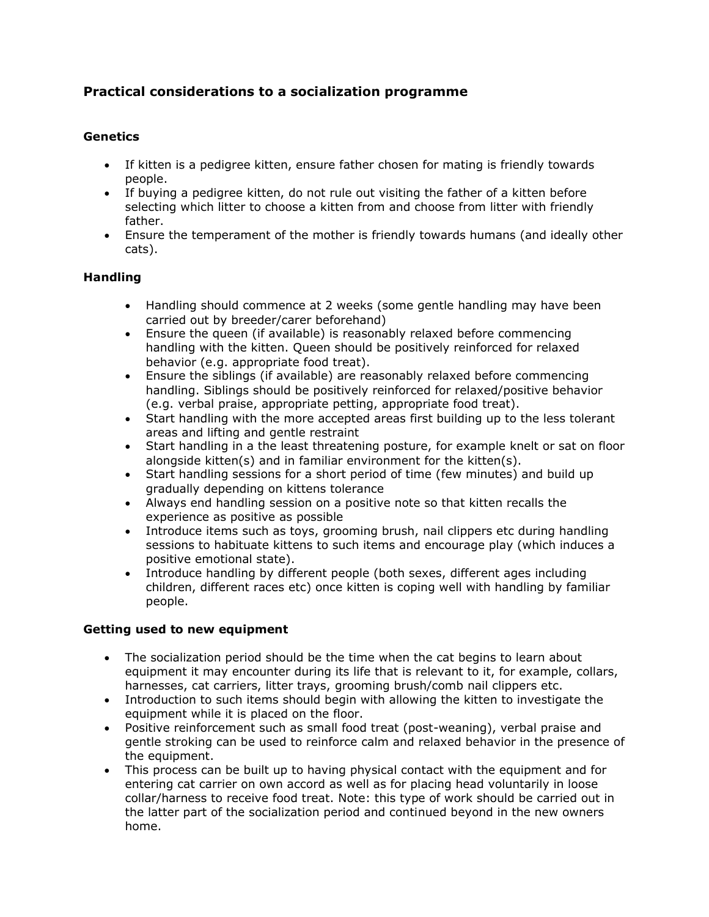## Practical considerations to a socialization programme

### Genetics

- If kitten is a pedigree kitten, ensure father chosen for mating is friendly towards people.
- If buying a pedigree kitten, do not rule out visiting the father of a kitten before selecting which litter to choose a kitten from and choose from litter with friendly father.
- Ensure the temperament of the mother is friendly towards humans (and ideally other cats).

### Handling

- Handling should commence at 2 weeks (some gentle handling may have been carried out by breeder/carer beforehand)
- Ensure the queen (if available) is reasonably relaxed before commencing handling with the kitten. Queen should be positively reinforced for relaxed behavior (e.g. appropriate food treat).
- Ensure the siblings (if available) are reasonably relaxed before commencing handling. Siblings should be positively reinforced for relaxed/positive behavior (e.g. verbal praise, appropriate petting, appropriate food treat).
- Start handling with the more accepted areas first building up to the less tolerant areas and lifting and gentle restraint
- Start handling in a the least threatening posture, for example knelt or sat on floor alongside kitten(s) and in familiar environment for the kitten(s).
- Start handling sessions for a short period of time (few minutes) and build up gradually depending on kittens tolerance
- Always end handling session on a positive note so that kitten recalls the experience as positive as possible
- Introduce items such as toys, grooming brush, nail clippers etc during handling sessions to habituate kittens to such items and encourage play (which induces a positive emotional state).
- Introduce handling by different people (both sexes, different ages including children, different races etc) once kitten is coping well with handling by familiar people.

### Getting used to new equipment

- The socialization period should be the time when the cat begins to learn about equipment it may encounter during its life that is relevant to it, for example, collars, harnesses, cat carriers, litter trays, grooming brush/comb nail clippers etc.
- Introduction to such items should begin with allowing the kitten to investigate the equipment while it is placed on the floor.
- Positive reinforcement such as small food treat (post-weaning), verbal praise and gentle stroking can be used to reinforce calm and relaxed behavior in the presence of the equipment.
- This process can be built up to having physical contact with the equipment and for entering cat carrier on own accord as well as for placing head voluntarily in loose collar/harness to receive food treat. Note: this type of work should be carried out in the latter part of the socialization period and continued beyond in the new owners home.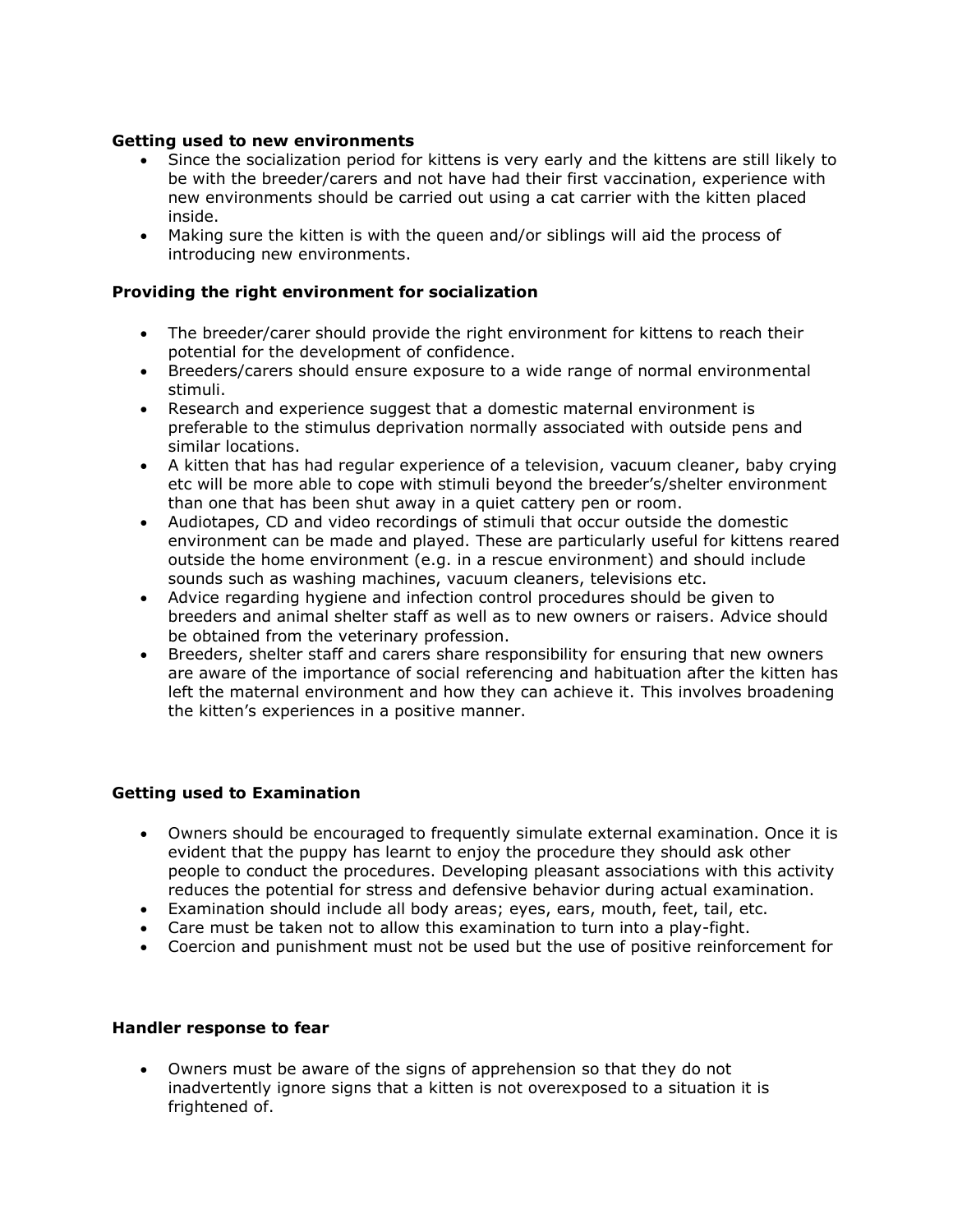**Getting used to new environments**

- Since the socialization period for kittens is very early and the kittens are still likely to be with the breeder/carers and not have had their first vaccination, experience with new environments should be carried out using a cat carrier with the kitten placed inside.
- Making sure the kitten is with the queen and/or siblings will aid the process of introducing new environments.

**Providing the right environment for socialization**

- The breeder/carer should provide the right environment for kittens to reach their potential for the development of confidence.
- Breeders/carers should ensure exposure to a wide range of normal environmental stimuli.
- Research and experience suggest that a domestic maternal environment is preferable to the stimulus deprivation normally associated with outside pens and similar locations.
- A kitten that has had regular experience of a television, vacuum cleaner, baby crying etc will be more able to cope with stimuli beyond the breeder's/shelter environment than one that has been shut away in a quiet cattery pen or room.
- Audiotapes, CD and video recordings of stimuli that occur outside the domestic environment can be made and played. These are particularly useful for kittens reared outside the home environment (e.g. in a rescue environment) and should include sounds such as washing machines, vacuum cleaners, televisions etc.
- Advice regarding hygiene and infection control procedures should be given to breeders and animal shelter staff as well as to new owners or raisers. Advice should be obtained from the veterinary profession.
- Breeders, shelter staff and carers share responsibility for ensuring that new owners are aware of the importance of social referencing and habituation after the kitten has left the maternal environment and how they can achieve it. This involves broadening the kitten's experiences in a positive manner.

**Getting used to Examination**

- Owners should be encouraged to frequently simulate external examination. Once it is evident that the puppy has learnt to enjoy the procedure they should ask other people to conduct the procedures. Developing pleasant associations with this activity reduces the potential for stress and defensive behavior during actual examination.
- Examination should include all body areas; eyes, ears, mouth, feet, tail, etc.
- Care must be taken not to allow this examination to turn into a play-fight.
- Coercion and punishment must not be used but the use of positive reinforcement for

**Handler response to fear**

- Owners must be aware of the signs of apprehension so that they do not inadvertently ignore signs that a kitten is not overexposed to a situation it is frightened of.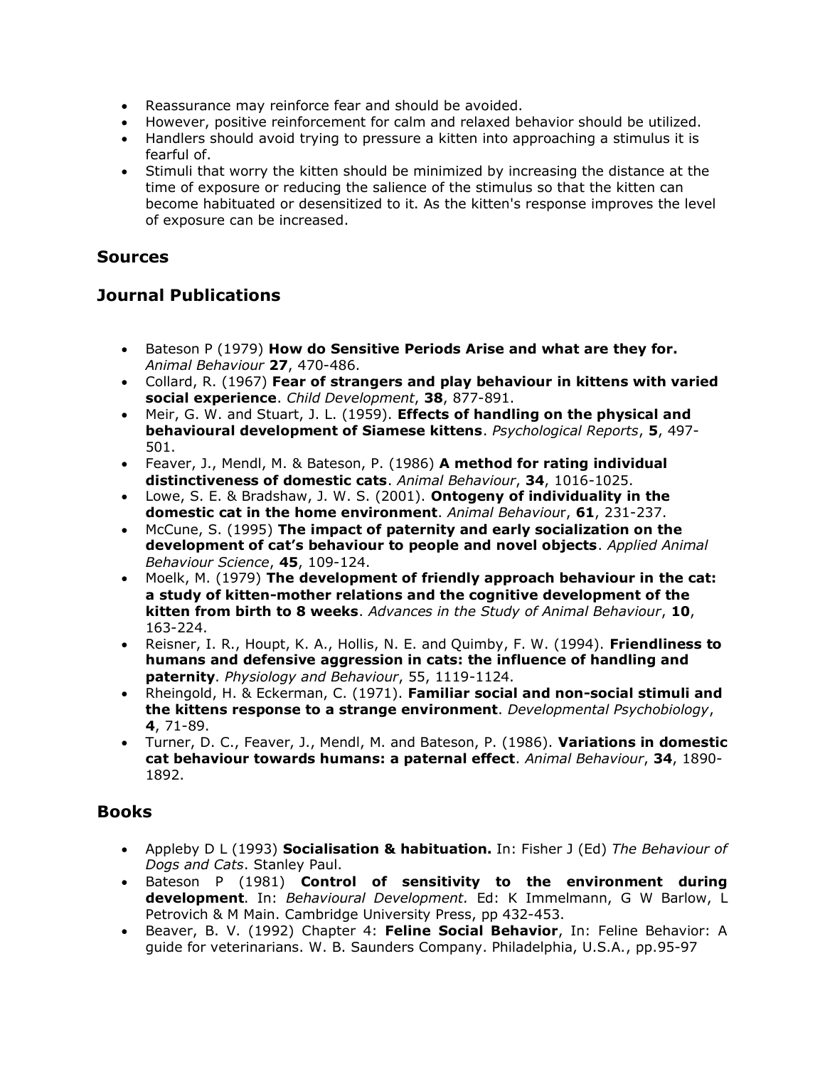- Reassurance may reinforce fear and should be avoided.
- However, positive reinforcement for calm and relaxed behavior should be utilized.
- Handlers should avoid trying to pressure a kitten into approaching a stimulus it is fearful of.
- Stimuli that worry the kitten should be minimized by increasing the distance at the time of exposure or reducing the salience of the stimulus so that the kitten can become habituated or desensitized to it. As the kitten's response improves the level of exposure can be increased.

## Sources

## Journal Publications

- Bateson P (1979) **How do Sensitive Periods Arise and what are they for.** *Animal Behaviour* **27**, 470-486.
- Collard, R. (1967) **Fear of strangers and play behaviour in kittens with varied social experience**. *Child Development*, **38**, 877-891.
- Meir, G. W. and Stuart, J. L. (1959). **Effects of handling on the physical and behavioural development of Siamese kittens**. *Psychological Reports*, **5**, 497-501.
- Feaver, J., Mendl, M. & Bateson, P. (1986) **A method for rating individual distinctiveness of domestic cats**. *Animal Behaviour*, **34**, 1016-1025.
- Lowe, S. E. & Bradshaw, J. W. S. (2001). **Ontogeny of individuality in the domestic cat in the home environment**. *Animal Behaviour*, **61**, 231-237.
- McCune, S. (1995) **The impact of paternity and early socialization on the development of cat's behaviour to people and novel objects**. *Applied Animal Behaviour Science*, **45**, 109-124.
- Moelk, M. (1979) **The development of friendly approach behaviour in the cat: a study of kitten-mother relations and the cognitive development of the kitten from birth to 8 weeks**. *Advances in the Study of Animal Behaviour*, **10**, 163-224.
- Reisner, I. R., Houpt, K. A., Hollis, N. E. and Quimby, F. W. (1994). **Friendliness to humans and defensive aggression in cats: the influence of handling and paternity**. *Physiology and Behaviour*, 55, 1119-1124.
- Rheingold, H. & Eckerman, C. (1971). **Familiar social and non-social stimuli and the kittens response to a strange environment**. *Developmental Psychobiology*, **4**, 71-89.
- Turner, D. C., Feaver, J., Mendl, M. and Bateson, P. (1986). **Variations in domestic cat behaviour towards humans: a paternal effect**. *Animal Behaviour*, **34**, 1890-1892.

## Books

- Appleby D L (1993) **Socialisation & habituation.** In: Fisher J (Ed) *The Behaviour of Dogs and Cats*. Stanley Paul.
- Bateson P (1981) **Control of sensitivity to the environment during development**. In: *Behavioural Development.* Ed: K Immelmann, G W Barlow, L Petrovich & M Main. Cambridge University Press, pp 432-453.
- Beaver, B. V. (1992) Chapter 4: **Feline Social Behavior**, In: Feline Behavior: A guide for veterinarians. W. B. Saunders Company. Philadelphia, U.S.A., pp.95-97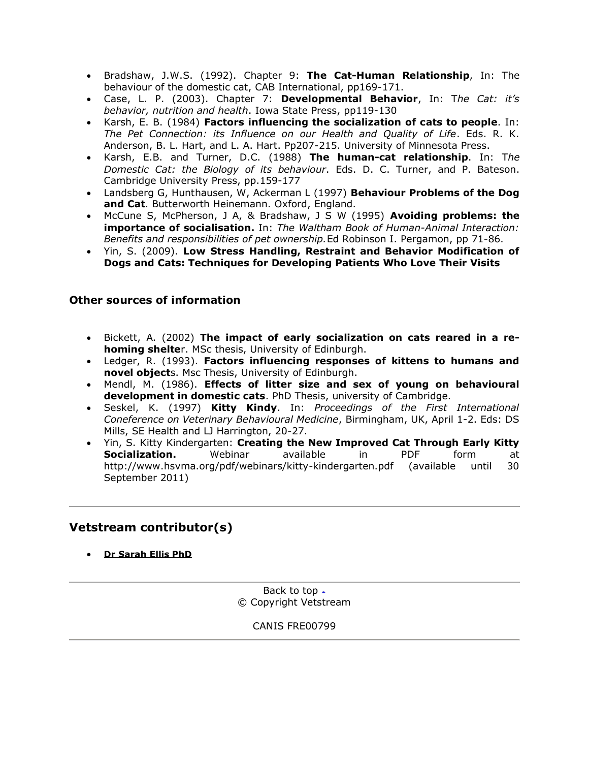- Bradshaw, J.W.S. (1992). Chapter 9: **The Cat-Human Relationship**, In: The behaviour of the domestic cat, CAB International, pp169-171.
- Case, L. P. (2003). Chapter 7: **Developmental Behavior**, In: T*he Cat: it's behavior, nutrition and health*. Iowa State Press, pp119-130
- Karsh, E. B. (1984) **Factors influencing the socialization of cats to people**. In: *The Pet Connection: its Influence on our Health and Quality of Life*. Eds. R. K. Anderson, B. L. Hart, and L. A. Hart. Pp207-215. University of Minnesota Press.
- Karsh, E.B. and Turner, D.C. (1988) **The human-cat relationship**. In: T*he Domestic Cat: the Biology of its behaviour*. Eds. D. C. Turner, and P. Bateson. Cambridge University Press, pp.159-177
- Landsberg G, Hunthausen, W, Ackerman L (1997) **Behaviour Problems of the Dog and Cat**. Butterworth Heinemann. Oxford, England.
- McCune S, McPherson, J A, & Bradshaw, J S W (1995) **Avoiding problems: the importance of socialisation.** In: *The Waltham Book of Human-Animal Interaction: Benefits and responsibilities of pet ownership.* Ed Robinson I. Pergamon, pp 71-86.
- Yin, S. (2009). **Low Stress Handling, Restraint and Behavior Modification of Dogs and Cats: Techniques for Developing Patients Who Love Their Visits**

### Other sources of information

- Bickett, A. (2002) **The impact of early socialization on cats reared in a re-homing shelte**r. MSc thesis, University of Edinburgh.
- Ledger, R. (1993). **Factors influencing responses of kittens to humans and novel object**s. Msc Thesis, University of Edinburgh.
- Mendl, M. (1986). **Effects of litter size and sex of young on behavioural development in domestic cats**. PhD Thesis, university of Cambridge.
- Seskel, K. (1997) **Kitty Kindy**. In: *Proceedings of the First International Coneference on Veterinary Behavioural Medicine*, Birmingham, UK, April 1-2. Eds: DS Mills, SE Health and LJ Harrington, 20-27.
- Yin, S. Kitty Kindergarten: **Creating the New Improved Cat Through Early Kitty Socialization.** Webinar available in PDF form at http://www.hsvma.org/pdf/webinars/kitty-kindergarten.pdf (available until 30 September 2011)

---

## Vetstream contributor(s)

- **Dr Sarah Ellis PhD**

---

Back to top

© Copyright Vetstream

CANIS FRE00799